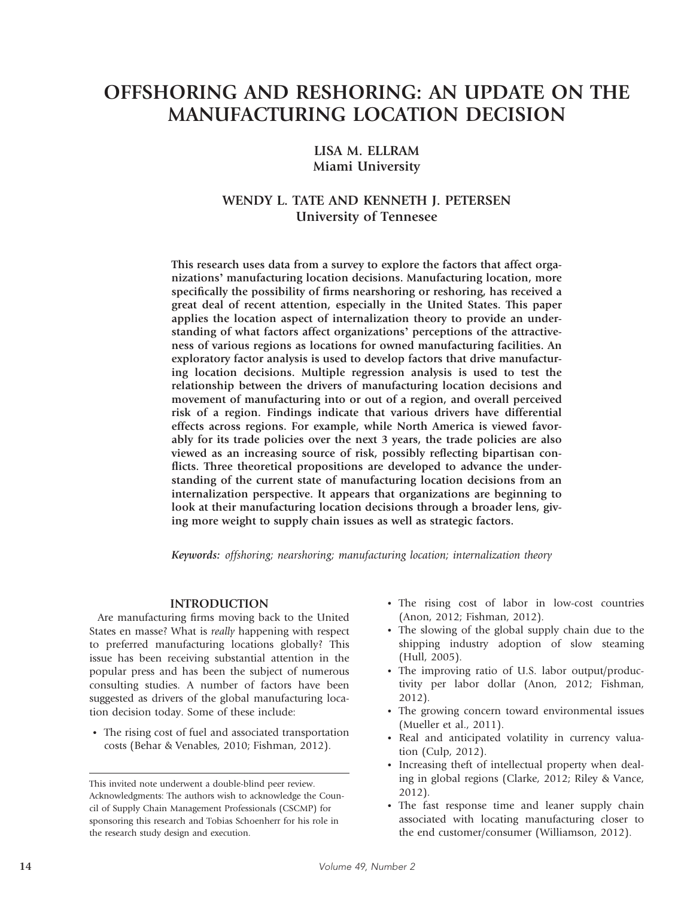# OFFSHORING AND RESHORING: AN UPDATE ON THE MANUFACTURING LOCATION DECISION

**LISA M. ELLRAM**
**Miami University**

**WENDY L. TATE AND KENNETH J. PETERSEN**
**University of Tennessee**

**This research uses data from a survey to explore the factors that affect organizations' manufacturing location decisions. Manufacturing location, more specifically the possibility of firms nearshoring or reshoring, has received a great deal of recent attention, especially in the United States. This paper applies the location aspect of internalization theory to provide an understanding of what factors affect organizations' perceptions of the attractiveness of various regions as locations for owned manufacturing facilities. An exploratory factor analysis is used to develop factors that drive manufacturing location decisions. Multiple regression analysis is used to test the relationship between the drivers of manufacturing location decisions and movement of manufacturing into or out of a region, and overall perceived risk of a region. Findings indicate that various drivers have differential effects across regions. For example, while North America is viewed favorably for its trade policies over the next 3 years, the trade policies are also viewed as an increasing source of risk, possibly reflecting bipartisan conflicts. Three theoretical propositions are developed to advance the understanding of the current state of manufacturing location decisions from an internalization perspective. It appears that organizations are beginning to look at their manufacturing location decisions through a broader lens, giving more weight to supply chain issues as well as strategic factors.**

*Keywords: offshoring; nearshoring; manufacturing location; internalization theory*

## INTRODUCTION

Are manufacturing firms moving back to the United States en masse? What is *really* happening with respect to preferred manufacturing locations globally? This issue has been receiving substantial attention in the popular press and has been the subject of numerous consulting studies. A number of factors have been suggested as drivers of the global manufacturing location decision today. Some of these include:

- The rising cost of fuel and associated transportation costs (Behar & Venables, 2010; Fishman, 2012).
- The rising cost of labor in low-cost countries (Anon, 2012; Fishman, 2012).
- The slowing of the global supply chain due to the shipping industry adoption of slow steaming (Hull, 2005).
- The improving ratio of U.S. labor output/productivity per labor dollar (Anon, 2012; Fishman, 2012).
- The growing concern toward environmental issues (Mueller et al., 2011).
- Real and anticipated volatility in currency valuation (Culp, 2012).
- Increasing theft of intellectual property when dealing in global regions (Clarke, 2012; Riley & Vance, 2012).
- The fast response time and leaner supply chain associated with locating manufacturing closer to the end customer/consumer (Williamson, 2012).

This invited note underwent a double-blind peer review. Acknowledgments: The authors wish to acknowledge the Council of Supply Chain Management Professionals (CSCMP) for sponsoring this research and Tobias Schoenherr for his role in the research study design and execution.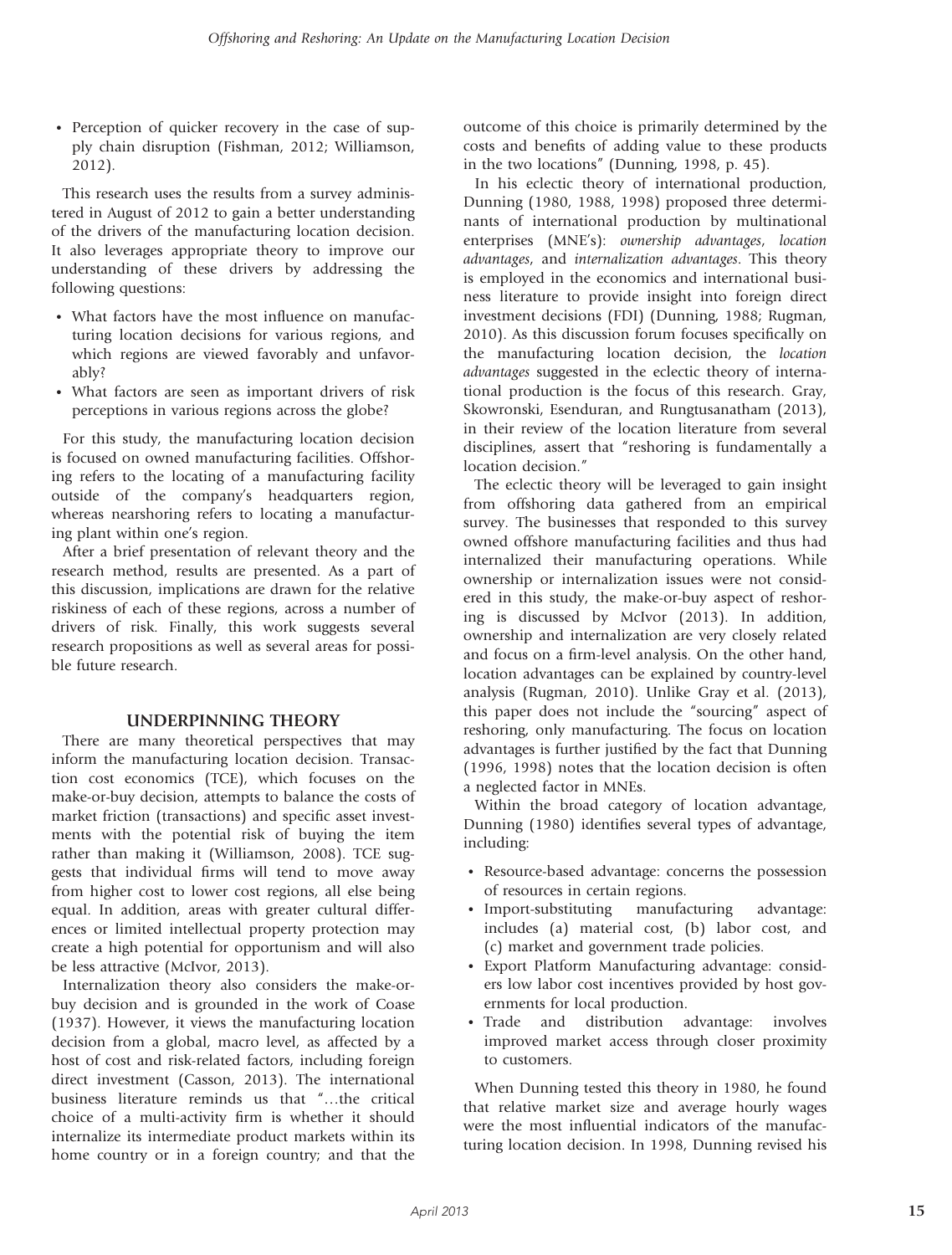- Perception of quicker recovery in the case of supply chain disruption (Fishman, 2012; Williamson, 2012).

This research uses the results from a survey administered in August of 2012 to gain a better understanding of the drivers of the manufacturing location decision. It also leverages appropriate theory to improve our understanding of these drivers by addressing the following questions:

- What factors have the most influence on manufacturing location decisions for various regions, and which regions are viewed favorably and unfavorably?
- What factors are seen as important drivers of risk perceptions in various regions across the globe?

For this study, the manufacturing location decision is focused on owned manufacturing facilities. Offshoring refers to the locating of a manufacturing facility outside of the company's headquarters region, whereas nearshoring refers to locating a manufacturing plant within one's region.

After a brief presentation of relevant theory and the research method, results are presented. As a part of this discussion, implications are drawn for the relative riskiness of each of these regions, across a number of drivers of risk. Finally, this work suggests several research propositions as well as several areas for possible future research.

## UNDERPINNING THEORY

There are many theoretical perspectives that may inform the manufacturing location decision. Transaction cost economics (TCE), which focuses on the make-or-buy decision, attempts to balance the costs of market friction (transactions) and specific asset investments with the potential risk of buying the item rather than making it (Williamson, 2008). TCE suggests that individual firms will tend to move away from higher cost to lower cost regions, all else being equal. In addition, areas with greater cultural differences or limited intellectual property protection may create a high potential for opportunism and will also be less attractive (McIvor, 2013).

Internalization theory also considers the make-or-buy decision and is grounded in the work of Coase (1937). However, it views the manufacturing location decision from a global, macro level, as affected by a host of cost and risk-related factors, including foreign direct investment (Casson, 2013). The international business literature reminds us that "…the critical choice of a multi-activity firm is whether it should internalize its intermediate product markets within its home country or in a foreign country; and that the outcome of this choice is primarily determined by the costs and benefits of adding value to these products in the two locations" (Dunning, 1998, p. 45).

In his eclectic theory of international production, Dunning (1980, 1988, 1998) proposed three determinants of international production by multinational enterprises (MNE's): *ownership advantages*, *location advantages*, and *internalization advantages*. This theory is employed in the economics and international business literature to provide insight into foreign direct investment decisions (FDI) (Dunning, 1988; Rugman, 2010). As this discussion forum focuses specifically on the manufacturing location decision, the *location advantages* suggested in the eclectic theory of international production is the focus of this research. Gray, Skowronski, Esenduran, and Rungtusanatham (2013), in their review of the location literature from several disciplines, assert that "reshoring is fundamentally a location decision."

The eclectic theory will be leveraged to gain insight from offshoring data gathered from an empirical survey. The businesses that responded to this survey owned offshore manufacturing facilities and thus had internalized their manufacturing operations. While ownership or internalization issues were not considered in this study, the make-or-buy aspect of reshoring is discussed by McIvor (2013). In addition, ownership and internalization are very closely related and focus on a firm-level analysis. On the other hand, location advantages can be explained by country-level analysis (Rugman, 2010). Unlike Gray et al. (2013), this paper does not include the "sourcing" aspect of reshoring, only manufacturing. The focus on location advantages is further justified by the fact that Dunning (1996, 1998) notes that the location decision is often a neglected factor in MNEs.

Within the broad category of location advantage, Dunning (1980) identifies several types of advantage, including:

- Resource-based advantage: concerns the possession of resources in certain regions.
- Import-substituting manufacturing advantage: includes (a) material cost, (b) labor cost, and (c) market and government trade policies.
- Export Platform Manufacturing advantage: considers low labor cost incentives provided by host governments for local production.
- Trade and distribution advantage: involves improved market access through closer proximity to customers.

When Dunning tested this theory in 1980, he found that relative market size and average hourly wages were the most influential indicators of the manufacturing location decision. In 1998, Dunning revised his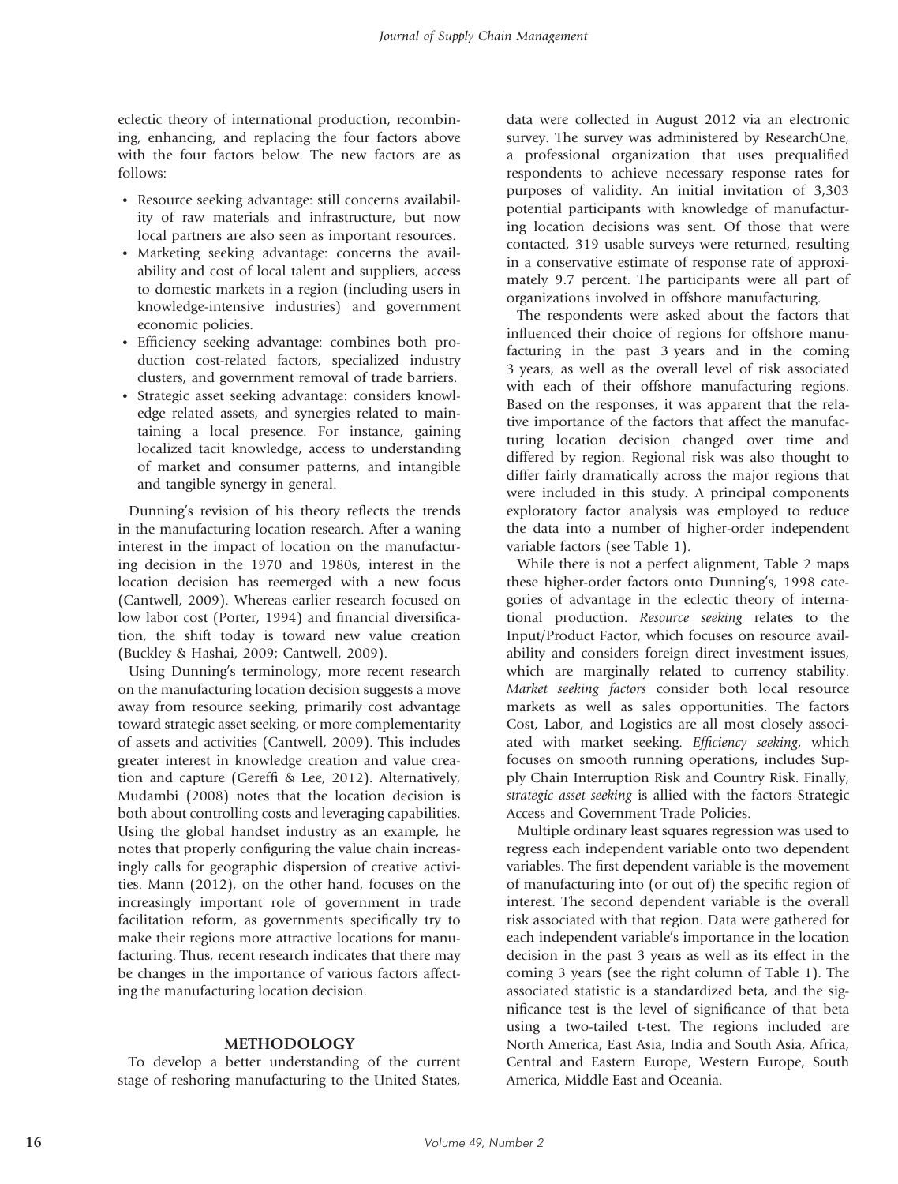eclectic theory of international production, recombining, enhancing, and replacing the four factors above with the four factors below. The new factors are as follows:

- Resource seeking advantage: still concerns availability of raw materials and infrastructure, but now local partners are also seen as important resources.
- Marketing seeking advantage: concerns the availability and cost of local talent and suppliers, access to domestic markets in a region (including users in knowledge-intensive industries) and government economic policies.
- Efficiency seeking advantage: combines both production cost-related factors, specialized industry clusters, and government removal of trade barriers.
- Strategic asset seeking advantage: considers knowledge related assets, and synergies related to maintaining a local presence. For instance, gaining localized tacit knowledge, access to understanding of market and consumer patterns, and intangible and tangible synergy in general.

Dunning's revision of his theory reflects the trends in the manufacturing location research. After a waning interest in the impact of location on the manufacturing decision in the 1970 and 1980s, interest in the location decision has reemerged with a new focus (Cantwell, 2009). Whereas earlier research focused on low labor cost (Porter, 1994) and financial diversification, the shift today is toward new value creation (Buckley & Hashai, 2009; Cantwell, 2009).

Using Dunning's terminology, more recent research on the manufacturing location decision suggests a move away from resource seeking, primarily cost advantage toward strategic asset seeking, or more complementarity of assets and activities (Cantwell, 2009). This includes greater interest in knowledge creation and value creation and capture (Gereffi & Lee, 2012). Alternatively, Mudambi (2008) notes that the location decision is both about controlling costs and leveraging capabilities. Using the global handset industry as an example, he notes that properly configuring the value chain increasingly calls for geographic dispersion of creative activities. Mann (2012), on the other hand, focuses on the increasingly important role of government in trade facilitation reform, as governments specifically try to make their regions more attractive locations for manufacturing. Thus, recent research indicates that there may be changes in the importance of various factors affecting the manufacturing location decision.

## METHODOLOGY

To develop a better understanding of the current stage of reshoring manufacturing to the United States, data were collected in August 2012 via an electronic survey. The survey was administered by ResearchOne, a professional organization that uses prequalified respondents to achieve necessary response rates for purposes of validity. An initial invitation of 3,303 potential participants with knowledge of manufacturing location decisions was sent. Of those that were contacted, 319 usable surveys were returned, resulting in a conservative estimate of response rate of approximately 9.7 percent. The participants were all part of organizations involved in offshore manufacturing.

The respondents were asked about the factors that influenced their choice of regions for offshore manufacturing in the past 3 years and in the coming 3 years, as well as the overall level of risk associated with each of their offshore manufacturing regions. Based on the responses, it was apparent that the relative importance of the factors that affect the manufacturing location decision changed over time and differed by region. Regional risk was also thought to differ fairly dramatically across the major regions that were included in this study. A principal components exploratory factor analysis was employed to reduce the data into a number of higher-order independent variable factors (see Table 1).

While there is not a perfect alignment, Table 2 maps these higher-order factors onto Dunning's, 1998 categories of advantage in the eclectic theory of international production. *Resource seeking* relates to the Input/Product Factor, which focuses on resource availability and considers foreign direct investment issues, which are marginally related to currency stability. *Market seeking factors* consider both local resource markets as well as sales opportunities. The factors Cost, Labor, and Logistics are all most closely associated with market seeking. *Efficiency seeking*, which focuses on smooth running operations, includes Supply Chain Interruption Risk and Country Risk. Finally, *strategic asset seeking* is allied with the factors Strategic Access and Government Trade Policies.

Multiple ordinary least squares regression was used to regress each independent variable onto two dependent variables. The first dependent variable is the movement of manufacturing into (or out of) the specific region of interest. The second dependent variable is the overall risk associated with that region. Data were gathered for each independent variable's importance in the location decision in the past 3 years as well as its effect in the coming 3 years (see the right column of Table 1). The associated statistic is a standardized beta, and the significance test is the level of significance of that beta using a two-tailed t-test. The regions included are North America, East Asia, India and South Asia, Africa, Central and Eastern Europe, Western Europe, South America, Middle East and Oceania.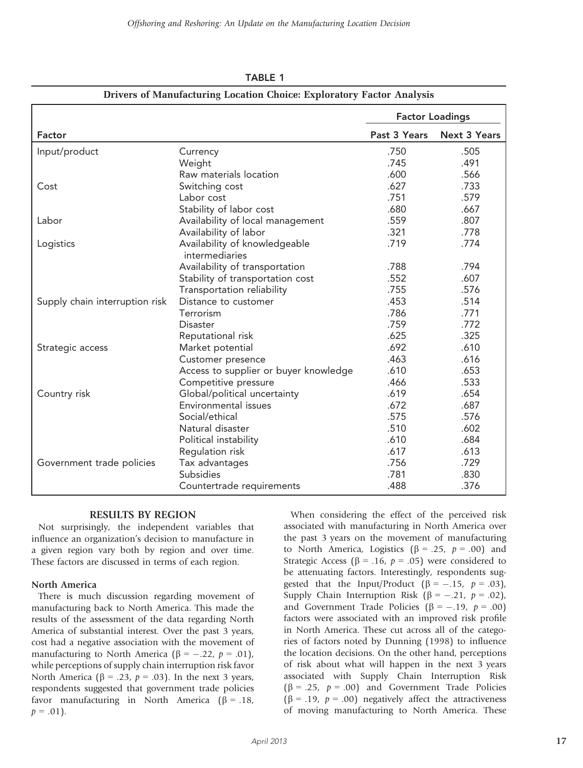**TABLE 1**

**Drivers of Manufacturing Location Choice: Exploratory Factor Analysis**

| Factor | | Factor Loadings | |
|---|---|---|---|
| | | Past 3 Years | Next 3 Years |
| Input/product | Currency | .750 | .505 |
| | Weight | .745 | .491 |
| | Raw materials location | .600 | .566 |
| Cost | Switching cost | .627 | .733 |
| | Labor cost | .751 | .579 |
| | Stability of labor cost | .680 | .667 |
| Labor | Availability of local management | .559 | .807 |
| | Availability of labor | .321 | .778 |
| Logistics | Availability of knowledgeable intermediaries | .719 | .774 |
| | Availability of transportation | .788 | .794 |
| | Stability of transportation cost | .552 | .607 |
| | Transportation reliability | .755 | .576 |
| Supply chain interruption risk | Distance to customer | .453 | .514 |
| | Terrorism | .786 | .771 |
| | Disaster | .759 | .772 |
| | Reputational risk | .625 | .325 |
| Strategic access | Market potential | .692 | .610 |
| | Customer presence | .463 | .616 |
| | Access to supplier or buyer knowledge | .610 | .653 |
| | Competitive pressure | .466 | .533 |
| Country risk | Global/political uncertainty | .619 | .654 |
| | Environmental issues | .672 | .687 |
| | Social/ethical | .575 | .576 |
| | Natural disaster | .510 | .602 |
| | Political instability | .610 | .684 |
| | Regulation risk | .617 | .613 |
| Government trade policies | Tax advantages | .756 | .729 |
| | Subsidies | .781 | .830 |
| | Countertrade requirements | .488 | .376 |

## RESULTS BY REGION

Not surprisingly, the independent variables that influence an organization's decision to manufacture in a given region vary both by region and over time. These factors are discussed in terms of each region.

### North America

There is much discussion regarding movement of manufacturing back to North America. This made the results of the assessment of the data regarding North America of substantial interest. Over the past 3 years, cost had a negative association with the movement of manufacturing to North America ($\beta = -.22$, $p = .01$), while perceptions of supply chain interruption risk favor North America ($\beta = .23$, $p = .03$). In the next 3 years, respondents suggested that government trade policies favor manufacturing in North America ($\beta = .18$, $p = .01$).

When considering the effect of the perceived risk associated with manufacturing in North America over the past 3 years on the movement of manufacturing to North America, Logistics ($\beta = .25$, $p = .00$) and Strategic Access ($\beta = .16$, $p = .05$) were considered to be attenuating factors. Interestingly, respondents suggested that the Input/Product ($\beta = -.15$, $p = .03$), Supply Chain Interruption Risk ($\beta = -.21$, $p = .02$), and Government Trade Policies ($\beta = -.19$, $p = .00$) factors were associated with an improved risk profile in North America. These cut across all of the categories of factors noted by Dunning (1998) to influence the location decisions. On the other hand, perceptions of risk about what will happen in the next 3 years associated with Supply Chain Interruption Risk ($\beta = .25$, $p = .00$) and Government Trade Policies ($\beta = .19$, $p = .00$) negatively affect the attractiveness of moving manufacturing to North America. These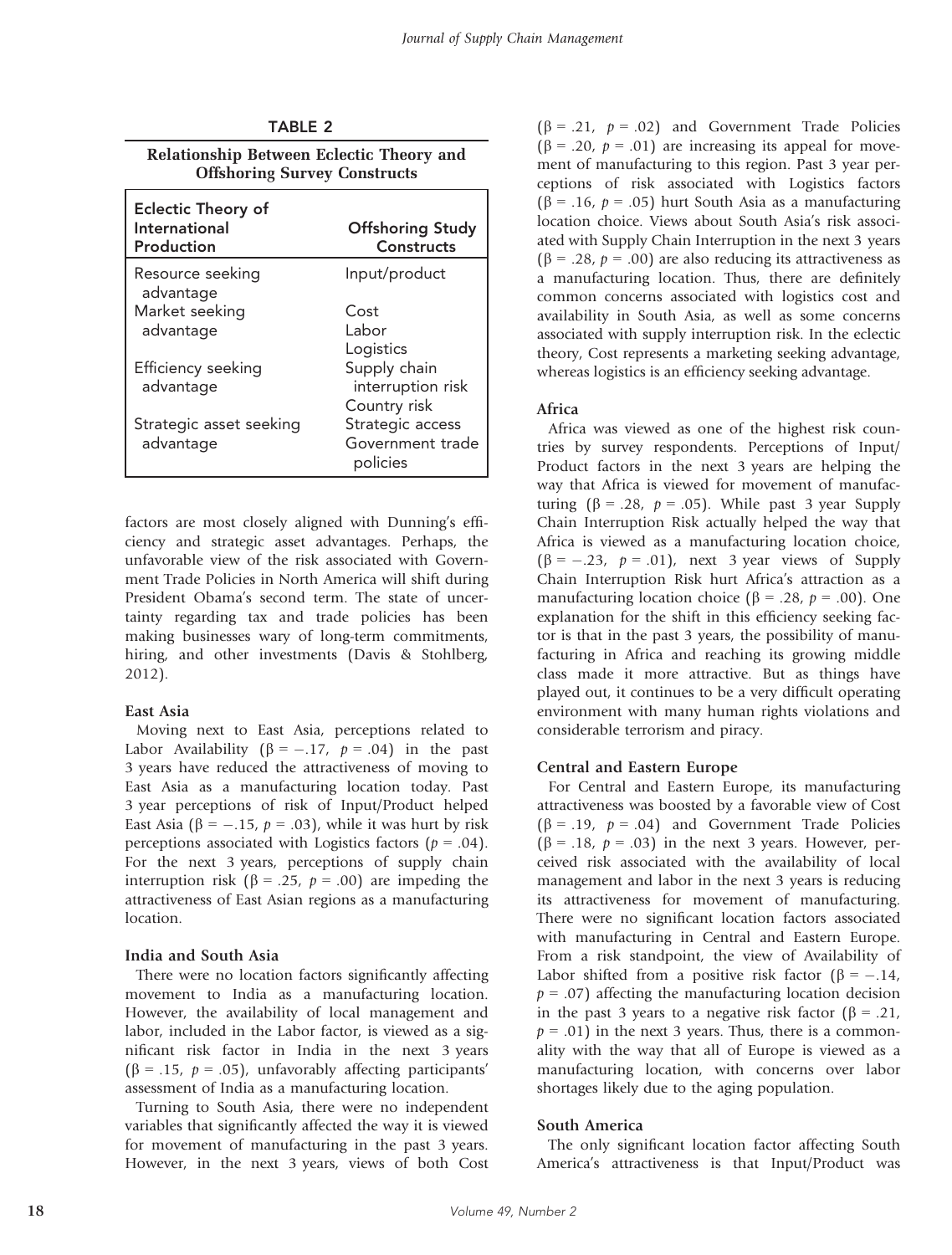**TABLE 2**

**Relationship Between Eclectic Theory and Offshoring Survey Constructs**

| Eclectic Theory of International Production | Offshoring Study Constructs |
|---|---|
| Resource seeking advantage | Input/product |
| Market seeking advantage | Cost |
| | Labor |
| | Logistics |
| Efficiency seeking advantage | Supply chain interruption risk |
| | Country risk |
| Strategic asset seeking advantage | Strategic access |
| | Government trade policies |

factors are most closely aligned with Dunning's efficiency and strategic asset advantages. Perhaps, the unfavorable view of the risk associated with Government Trade Policies in North America will shift during President Obama's second term. The state of uncertainty regarding tax and trade policies has been making businesses wary of long-term commitments, hiring, and other investments (Davis & Stohlberg, 2012).

### East Asia

Moving next to East Asia, perceptions related to Labor Availability ($\beta = -.17$, $p = .04$) in the past 3 years have reduced the attractiveness of moving to East Asia as a manufacturing location today. Past 3 year perceptions of risk of Input/Product helped East Asia ($\beta = -.15$, $p = .03$), while it was hurt by risk perceptions associated with Logistics factors ($p = .04$). For the next 3 years, perceptions of supply chain interruption risk ($\beta = .25$, $p = .00$) are impeding the attractiveness of East Asian regions as a manufacturing location.

### India and South Asia

There were no location factors significantly affecting movement to India as a manufacturing location. However, the availability of local management and labor, included in the Labor factor, is viewed as a significant risk factor in India in the next 3 years ($\beta = .15$, $p = .05$), unfavorably affecting participants' assessment of India as a manufacturing location.

Turning to South Asia, there were no independent variables that significantly affected the way it is viewed for movement of manufacturing in the past 3 years. However, in the next 3 years, views of both Cost ($\beta = .21$, $p = .02$) and Government Trade Policies ($\beta = .20$, $p = .01$) are increasing its appeal for movement of manufacturing to this region. Past 3 year perceptions of risk associated with Logistics factors ($\beta = .16$, $p = .05$) hurt South Asia as a manufacturing location choice. Views about South Asia's risk associated with Supply Chain Interruption in the next 3 years ($\beta = .28$, $p = .00$) are also reducing its attractiveness as a manufacturing location. Thus, there are definitely common concerns associated with logistics cost and availability in South Asia, as well as some concerns associated with supply interruption risk. In the eclectic theory, Cost represents a marketing seeking advantage, whereas logistics is an efficiency seeking advantage.

### Africa

Africa was viewed as one of the highest risk countries by survey respondents. Perceptions of Input/Product factors in the next 3 years are helping the way that Africa is viewed for movement of manufacturing ($\beta = .28$, $p = .05$). While past 3 year Supply Chain Interruption Risk actually helped the way that Africa is viewed as a manufacturing location choice, ($\beta = -.23$, $p = .01$), next 3 year views of Supply Chain Interruption Risk hurt Africa's attraction as a manufacturing location choice ($\beta = .28$, $p = .00$). One explanation for the shift in this efficiency seeking factor is that in the past 3 years, the possibility of manufacturing in Africa and reaching its growing middle class made it more attractive. But as things have played out, it continues to be a very difficult operating environment with many human rights violations and considerable terrorism and piracy.

### Central and Eastern Europe

For Central and Eastern Europe, its manufacturing attractiveness was boosted by a favorable view of Cost ($\beta = .19$, $p = .04$) and Government Trade Policies ($\beta = .18$, $p = .03$) in the next 3 years. However, perceived risk associated with the availability of local management and labor in the next 3 years is reducing its attractiveness for movement of manufacturing. There were no significant location factors associated with manufacturing in Central and Eastern Europe. From a risk standpoint, the view of Availability of Labor shifted from a positive risk factor ($\beta = -.14$, $p = .07$) affecting the manufacturing location decision in the past 3 years to a negative risk factor ($\beta = .21$, $p = .01$) in the next 3 years. Thus, there is a commonality with the way that all of Europe is viewed as a manufacturing location, with concerns over labor shortages likely due to the aging population.

### South America

The only significant location factor affecting South America's attractiveness is that Input/Product was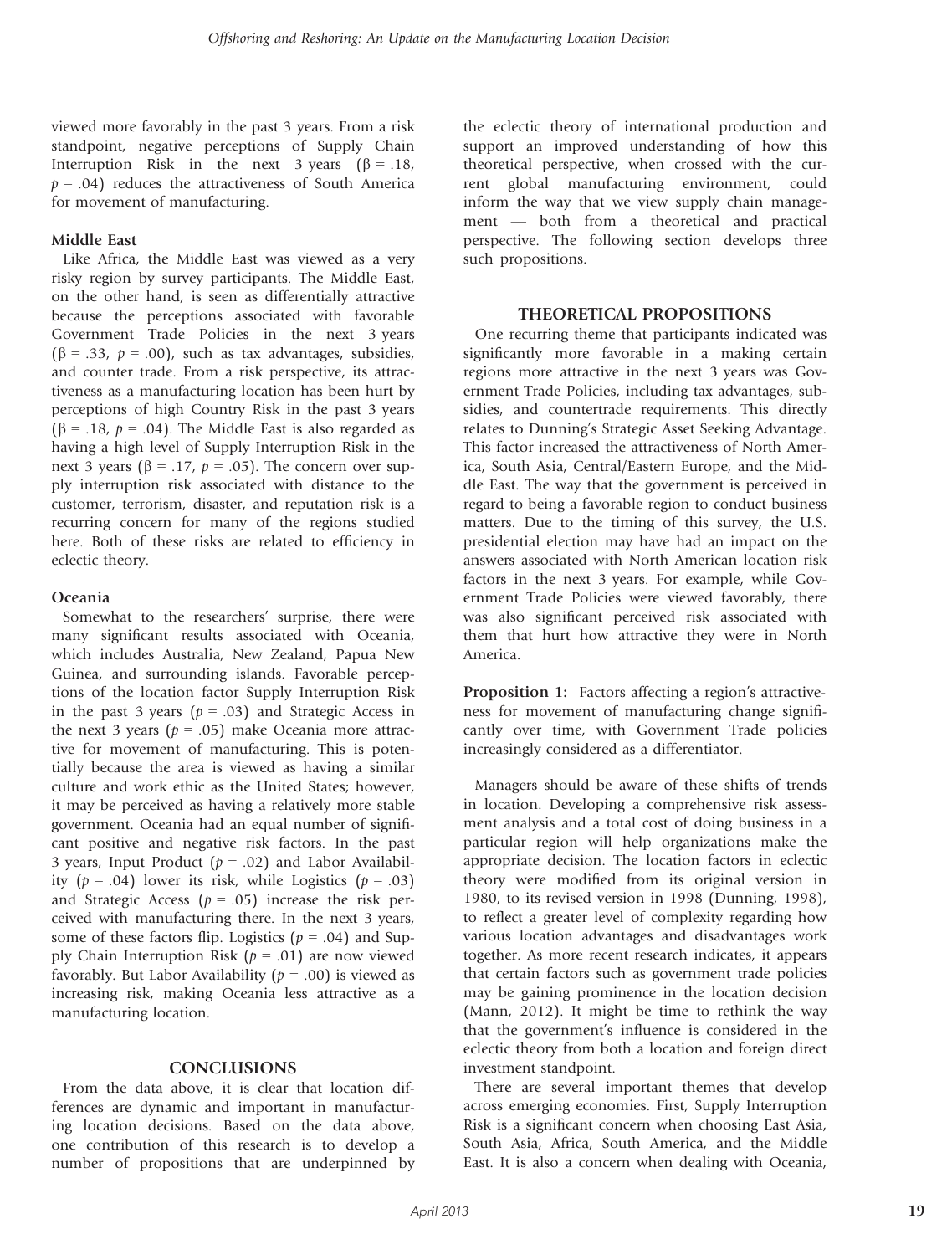viewed more favorably in the past 3 years. From a risk standpoint, negative perceptions of Supply Chain Interruption Risk in the next 3 years ($\beta = .18$, $p = .04$) reduces the attractiveness of South America for movement of manufacturing.

### Middle East

Like Africa, the Middle East was viewed as a very risky region by survey participants. The Middle East, on the other hand, is seen as differentially attractive because the perceptions associated with favorable Government Trade Policies in the next 3 years ($\beta = .33$, $p = .00$), such as tax advantages, subsidies, and counter trade. From a risk perspective, its attractiveness as a manufacturing location has been hurt by perceptions of high Country Risk in the past 3 years ($\beta = .18$, $p = .04$). The Middle East is also regarded as having a high level of Supply Interruption Risk in the next 3 years ($\beta = .17$, $p = .05$). The concern over supply interruption risk associated with distance to the customer, terrorism, disaster, and reputation risk is a recurring concern for many of the regions studied here. Both of these risks are related to efficiency in eclectic theory.

### Oceania

Somewhat to the researchers' surprise, there were many significant results associated with Oceania, which includes Australia, New Zealand, Papua New Guinea, and surrounding islands. Favorable perceptions of the location factor Supply Interruption Risk in the past 3 years ($p = .03$) and Strategic Access in the next 3 years ($p = .05$) make Oceania more attractive for movement of manufacturing. This is potentially because the area is viewed as having a similar culture and work ethic as the United States; however, it may be perceived as having a relatively more stable government. Oceania had an equal number of significant positive and negative risk factors. In the past 3 years, Input Product ($p = .02$) and Labor Availability ($p = .04$) lower its risk, while Logistics ($p = .03$) and Strategic Access ($p = .05$) increase the risk perceived with manufacturing there. In the next 3 years, some of these factors flip. Logistics ($p = .04$) and Supply Chain Interruption Risk ($p = .01$) are now viewed favorably. But Labor Availability ($p = .00$) is viewed as increasing risk, making Oceania less attractive as a manufacturing location.

## CONCLUSIONS

From the data above, it is clear that location differences are dynamic and important in manufacturing location decisions. Based on the data above, one contribution of this research is to develop a number of propositions that are underpinned by the eclectic theory of international production and support an improved understanding of how this theoretical perspective, when crossed with the current global manufacturing environment, could inform the way that we view supply chain management — both from a theoretical and practical perspective. The following section develops three such propositions.

## THEORETICAL PROPOSITIONS

One recurring theme that participants indicated was significantly more favorable in a making certain regions more attractive in the next 3 years was Government Trade Policies, including tax advantages, subsidies, and countertrade requirements. This directly relates to Dunning's Strategic Asset Seeking Advantage. This factor increased the attractiveness of North America, South Asia, Central/Eastern Europe, and the Middle East. The way that the government is perceived in regard to being a favorable region to conduct business matters. Due to the timing of this survey, the U.S. presidential election may have had an impact on the answers associated with North American location risk factors in the next 3 years. For example, while Government Trade Policies were viewed favorably, there was also significant perceived risk associated with them that hurt how attractive they were in North America.

**Proposition 1:** Factors affecting a region's attractiveness for movement of manufacturing change significantly over time, with Government Trade policies increasingly considered as a differentiator.

Managers should be aware of these shifts of trends in location. Developing a comprehensive risk assessment analysis and a total cost of doing business in a particular region will help organizations make the appropriate decision. The location factors in eclectic theory were modified from its original version in 1980, to its revised version in 1998 (Dunning, 1998), to reflect a greater level of complexity regarding how various location advantages and disadvantages work together. As more recent research indicates, it appears that certain factors such as government trade policies may be gaining prominence in the location decision (Mann, 2012). It might be time to rethink the way that the government's influence is considered in the eclectic theory from both a location and foreign direct investment standpoint.

There are several important themes that develop across emerging economies. First, Supply Interruption Risk is a significant concern when choosing East Asia, South Asia, Africa, South America, and the Middle East. It is also a concern when dealing with Oceania,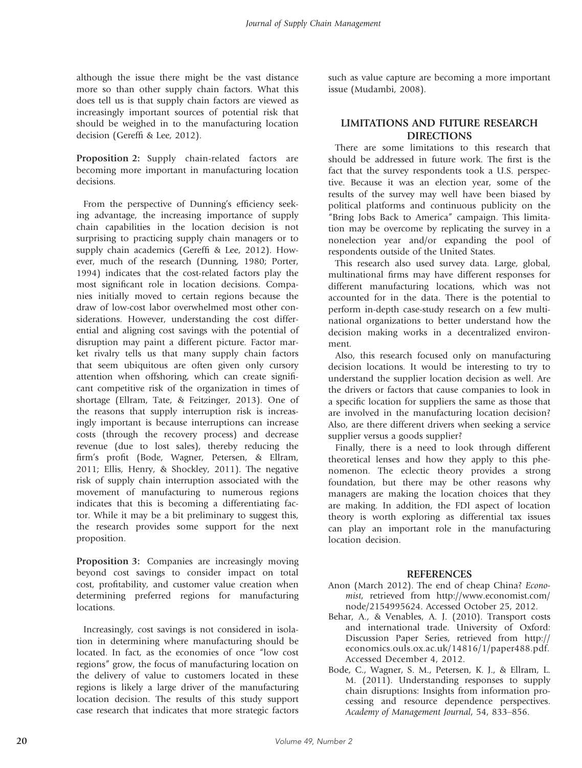although the issue there might be the vast distance more so than other supply chain factors. What this does tell us is that supply chain factors are viewed as increasingly important sources of potential risk that should be weighed in to the manufacturing location decision (Gereffi & Lee, 2012).

**Proposition 2:** Supply chain-related factors are becoming more important in manufacturing location decisions.

From the perspective of Dunning's efficiency seeking advantage, the increasing importance of supply chain capabilities in the location decision is not surprising to practicing supply chain managers or to supply chain academics (Gereffi & Lee, 2012). However, much of the research (Dunning, 1980; Porter, 1994) indicates that the cost-related factors play the most significant role in location decisions. Companies initially moved to certain regions because the draw of low-cost labor overwhelmed most other considerations. However, understanding the cost differential and aligning cost savings with the potential of disruption may paint a different picture. Factor market rivalry tells us that many supply chain factors that seem ubiquitous are often given only cursory attention when offshoring, which can create significant competitive risk of the organization in times of shortage (Ellram, Tate, & Feitzinger, 2013). One of the reasons that supply interruption risk is increasingly important is because interruptions can increase costs (through the recovery process) and decrease revenue (due to lost sales), thereby reducing the firm's profit (Bode, Wagner, Petersen, & Ellram, 2011; Ellis, Henry, & Shockley, 2011). The negative risk of supply chain interruption associated with the movement of manufacturing to numerous regions indicates that this is becoming a differentiating factor. While it may be a bit preliminary to suggest this, the research provides some support for the next proposition.

**Proposition 3:** Companies are increasingly moving beyond cost savings to consider impact on total cost, profitability, and customer value creation when determining preferred regions for manufacturing locations.

Increasingly, cost savings is not considered in isolation in determining where manufacturing should be located. In fact, as the economies of once "low cost regions" grow, the focus of manufacturing location on the delivery of value to customers located in these regions is likely a large driver of the manufacturing location decision. The results of this study support case research that indicates that more strategic factors such as value capture are becoming a more important issue (Mudambi, 2008).

## LIMITATIONS AND FUTURE RESEARCH DIRECTIONS

There are some limitations to this research that should be addressed in future work. The first is the fact that the survey respondents took a U.S. perspective. Because it was an election year, some of the results of the survey may well have been biased by political platforms and continuous publicity on the "Bring Jobs Back to America" campaign. This limitation may be overcome by replicating the survey in a nonelection year and/or expanding the pool of respondents outside of the United States.

This research also used survey data. Large, global, multinational firms may have different responses for different manufacturing locations, which was not accounted for in the data. There is the potential to perform in-depth case-study research on a few multinational organizations to better understand how the decision making works in a decentralized environment.

Also, this research focused only on manufacturing decision locations. It would be interesting to try to understand the supplier location decision as well. Are the drivers or factors that cause companies to look in a specific location for suppliers the same as those that are involved in the manufacturing location decision? Also, are there different drivers when seeking a service supplier versus a goods supplier?

Finally, there is a need to look through different theoretical lenses and how they apply to this phenomenon. The eclectic theory provides a strong foundation, but there may be other reasons why managers are making the location choices that they are making. In addition, the FDI aspect of location theory is worth exploring as differential tax issues can play an important role in the manufacturing location decision.

## REFERENCES

Anon (March 2012). The end of cheap China? *Economist*, retrieved from http://www.economist.com/node/2154995624. Accessed October 25, 2012.

Behar, A., & Venables, A. J. (2010). Transport costs and international trade. University of Oxford: Discussion Paper Series, retrieved from http://economics.ouls.ox.ac.uk/14816/1/paper488.pdf. Accessed December 4, 2012.

Bode, C., Wagner, S. M., Petersen, K. J., & Ellram, L. M. (2011). Understanding responses to supply chain disruptions: Insights from information processing and resource dependence perspectives. *Academy of Management Journal*, 54, 833–856.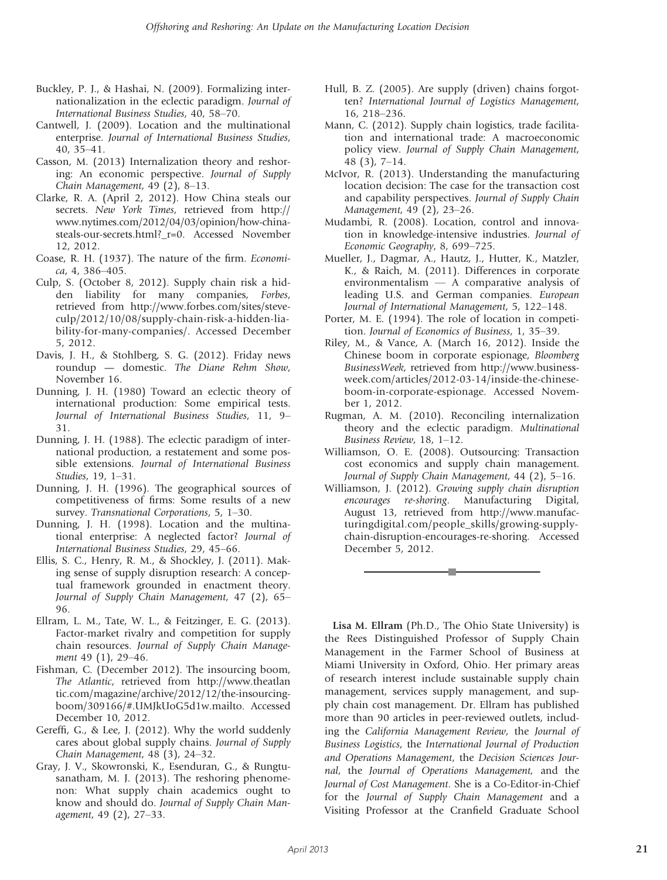Buckley, P. J., & Hashai, N. (2009). Formalizing internationalization in the eclectic paradigm. *Journal of International Business Studies*, 40, 58–70.

Cantwell, J. (2009). Location and the multinational enterprise. *Journal of International Business Studies*, 40, 35–41.

Casson, M. (2013) Internalization theory and reshoring: An economic perspective. *Journal of Supply Chain Management*, 49 (2), 8–13.

Clarke, R. A. (April 2, 2012). How China steals our secrets. *New York Times*, retrieved from http://www.nytimes.com/2012/04/03/opinion/how-china-steals-our-secrets.html?_r=0. Accessed November 12, 2012.

Coase, R. H. (1937). The nature of the firm. *Economica*, 4, 386–405.

Culp, S. (October 8, 2012). Supply chain risk a hidden liability for many companies, *Forbes*, retrieved from http://www.forbes.com/sites/steveculp/2012/10/08/supply-chain-risk-a-hidden-liability-for-many-companies/. Accessed December 5, 2012.

Davis, J. H., & Stohlberg, S. G. (2012). Friday news roundup — domestic. *The Diane Rehm Show*, November 16.

Dunning, J. H. (1980) Toward an eclectic theory of international production: Some empirical tests. *Journal of International Business Studies*, 11, 9–31.

Dunning, J. H. (1988). The eclectic paradigm of international production, a restatement and some possible extensions. *Journal of International Business Studies*, 19, 1–31.

Dunning, J. H. (1996). The geographical sources of competitiveness of firms: Some results of a new survey. *Transnational Corporations*, 5, 1–30.

Dunning, J. H. (1998). Location and the multinational enterprise: A neglected factor? *Journal of International Business Studies*, 29, 45–66.

Ellis, S. C., Henry, R. M., & Shockley, J. (2011). Making sense of supply disruption research: A conceptual framework grounded in enactment theory. *Journal of Supply Chain Management*, 47 (2), 65–96.

Ellram, L. M., Tate, W. L., & Feitzinger, E. G. (2013). Factor-market rivalry and competition for supply chain resources. *Journal of Supply Chain Management* 49 (1), 29–46.

Fishman, C. (December 2012). The insourcing boom, *The Atlantic*, retrieved from http://www.theatlantic.com/magazine/archive/2012/12/the-insourcing-boom/309166/#.UMJkUoG5d1w.mailto. Accessed December 10, 2012.

Gereffi, G., & Lee, J. (2012). Why the world suddenly cares about global supply chains. *Journal of Supply Chain Management*, 48 (3), 24–32.

Gray, J. V., Skowronski, K., Esenduran, G., & Rungtusanatham, M. J. (2013). The reshoring phenomenon: What supply chain academics ought to know and should do. *Journal of Supply Chain Management*, 49 (2), 27–33.

Hull, B. Z. (2005). Are supply (driven) chains forgotten? *International Journal of Logistics Management*, 16, 218–236.

Mann, C. (2012). Supply chain logistics, trade facilitation and international trade: A macroeconomic policy view. *Journal of Supply Chain Management*, 48 (3), 7–14.

McIvor, R. (2013). Understanding the manufacturing location decision: The case for the transaction cost and capability perspectives. *Journal of Supply Chain Management*, 49 (2), 23–26.

Mudambi, R. (2008). Location, control and innovation in knowledge-intensive industries. *Journal of Economic Geography*, 8, 699–725.

Mueller, J., Dagmar, A., Hautz, J., Hutter, K., Matzler, K., & Raich, M. (2011). Differences in corporate environmentalism — A comparative analysis of leading U.S. and German companies. *European Journal of International Management*, 5, 122–148.

Porter, M. E. (1994). The role of location in competition. *Journal of Economics of Business*, 1, 35–39.

Riley, M., & Vance, A. (March 16, 2012). Inside the Chinese boom in corporate espionage, *Bloomberg BusinessWeek*, retrieved from http://www.businessweek.com/articles/2012-03-14/inside-the-chinese-boom-in-corporate-espionage. Accessed November 1, 2012.

Rugman, A. M. (2010). Reconciling internalization theory and the eclectic paradigm. *Multinational Business Review*, 18, 1–12.

Williamson, O. E. (2008). Outsourcing: Transaction cost economics and supply chain management. *Journal of Supply Chain Management*, 44 (2), 5–16.

Williamson, J. (2012). *Growing supply chain disruption encourages re-shoring*. Manufacturing Digital, August 13, retrieved from http://www.manufacturingdigital.com/people_skills/growing-supply-chain-disruption-encourages-re-shoring. Accessed December 5, 2012.

---

**Lisa M. Ellram** (Ph.D., The Ohio State University) is the Rees Distinguished Professor of Supply Chain Management in the Farmer School of Business at Miami University in Oxford, Ohio. Her primary areas of research interest include sustainable supply chain management, services supply management, and supply chain cost management. Dr. Ellram has published more than 90 articles in peer-reviewed outlets, including the *California Management Review*, the *Journal of Business Logistics*, the *International Journal of Production and Operations Management*, the *Decision Sciences Journal*, the *Journal of Operations Management,* and the *Journal of Cost Management*. She is a Co-Editor-in-Chief for the *Journal of Supply Chain Management* and a Visiting Professor at the Cranfield Graduate School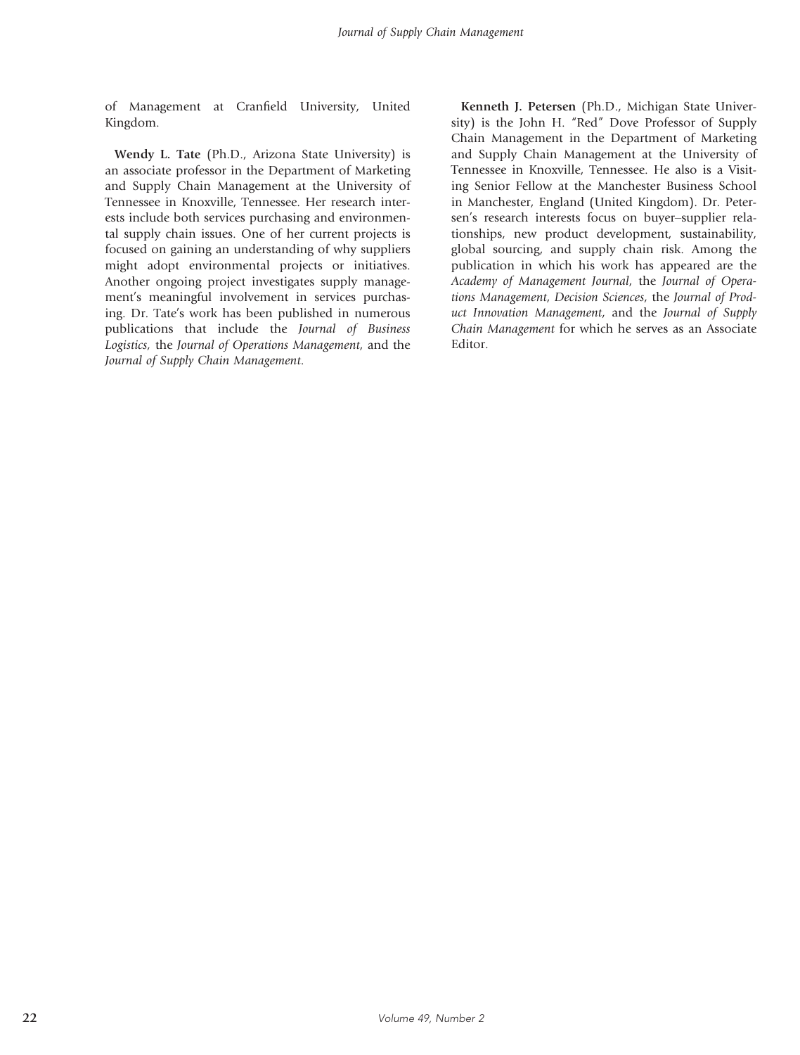of Management at Cranfield University, United Kingdom.

**Wendy L. Tate** (Ph.D., Arizona State University) is an associate professor in the Department of Marketing and Supply Chain Management at the University of Tennessee in Knoxville, Tennessee. Her research interests include both services purchasing and environmental supply chain issues. One of her current projects is focused on gaining an understanding of why suppliers might adopt environmental projects or initiatives. Another ongoing project investigates supply management's meaningful involvement in services purchasing. Dr. Tate's work has been published in numerous publications that include the *Journal of Business Logistics*, the *Journal of Operations Management*, and the *Journal of Supply Chain Management*.

**Kenneth J. Petersen** (Ph.D., Michigan State University) is the John H. "Red" Dove Professor of Supply Chain Management in the Department of Marketing and Supply Chain Management at the University of Tennessee in Knoxville, Tennessee. He also is a Visiting Senior Fellow at the Manchester Business School in Manchester, England (United Kingdom). Dr. Petersen's research interests focus on buyer–supplier relationships, new product development, sustainability, global sourcing, and supply chain risk. Among the publication in which his work has appeared are the *Academy of Management Journal*, the *Journal of Operations Management*, *Decision Sciences*, the *Journal of Product Innovation Management*, and the *Journal of Supply Chain Management* for which he serves as an Associate Editor.